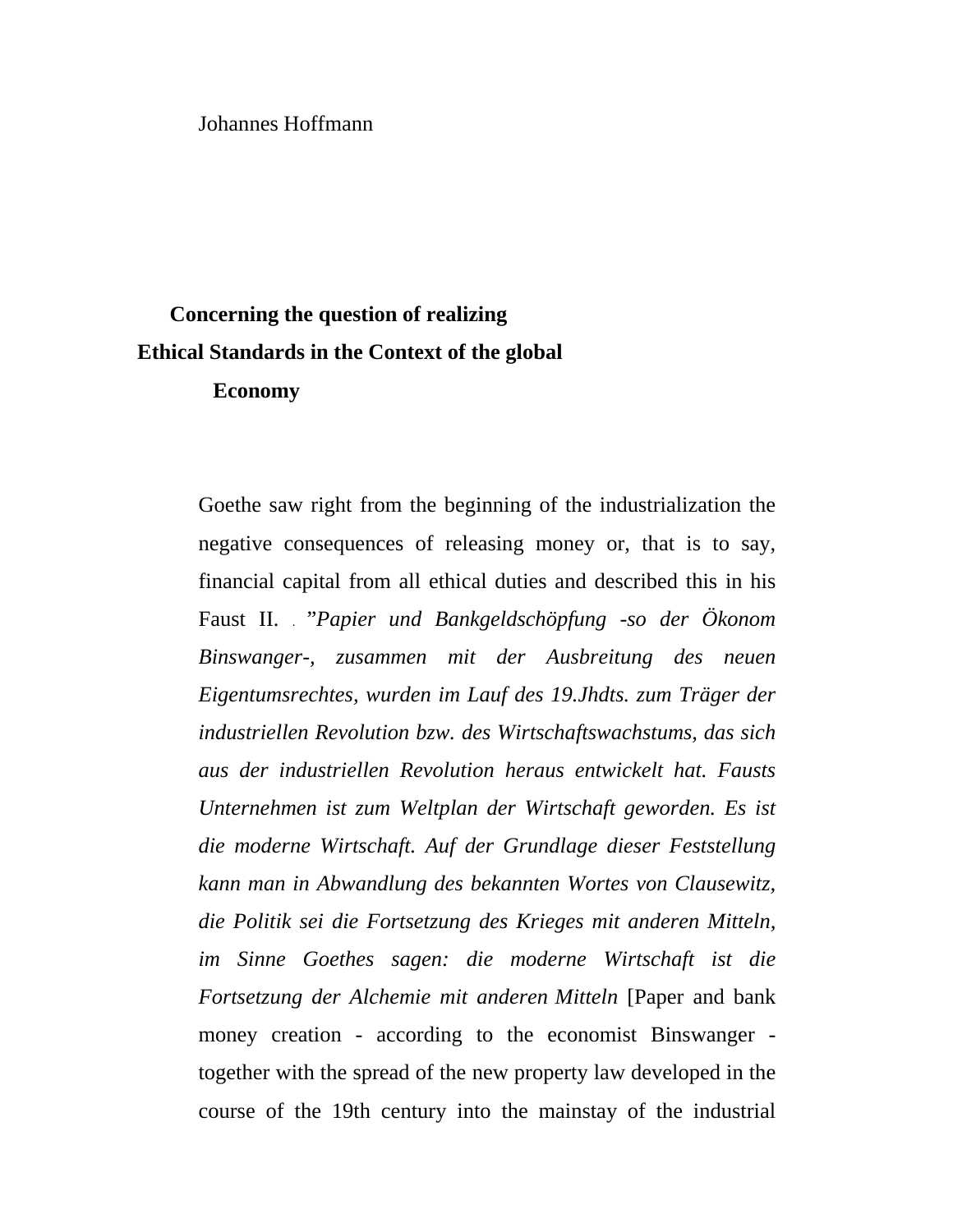Johannes Hoffmann

# Concerning the question of realizing Ethical Standards in the Context of the global Economy

Goethe saw right from the beginning of the industrialization the negative consequences of releasing money or, that is to say, financial capital from all ethical duties and described this in his Faust II. . *”Papier und Bankgeldschöpfung -so der Ökonom Binswanger-, zusammen mit der Ausbreitung des neuen Eigentumsrechtes, wurden im Lauf des 19.Jhdts. zum Träger der industriellen Revolution bzw. des Wirtschaftswachstums, das sich aus der industriellen Revolution heraus entwickelt hat. Fausts Unternehmen ist zum Weltplan der Wirtschaft geworden. Es ist die moderne Wirtschaft. Auf der Grundlage dieser Feststellung kann man in Abwandlung des bekannten Wortes von Clausewitz, die Politik sei die Fortsetzung des Krieges mit anderen Mitteln, im Sinne Goethes sagen: die moderne Wirtschaft ist die Fortsetzung der Alchemie mit anderen Mitteln* [Paper and bank money creation - according to the economist Binswanger - together with the spread of the new property law developed in the course of the 19th century into the mainstay of the industrial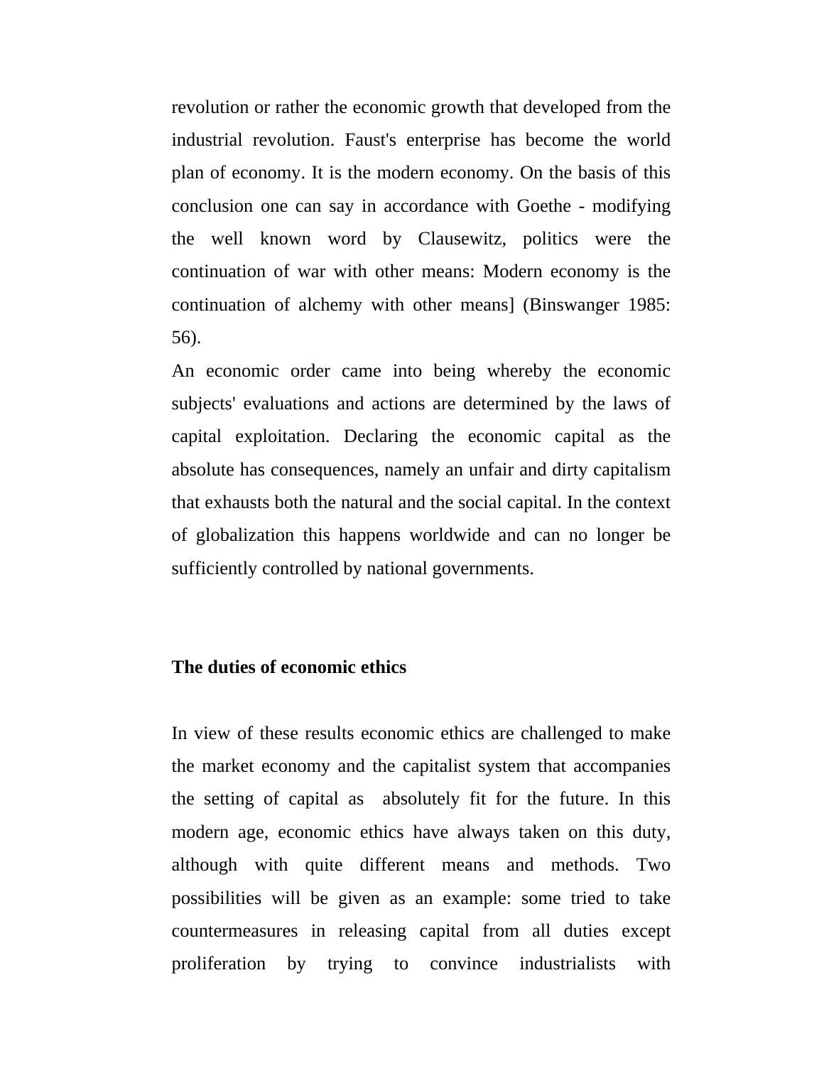revolution or rather the economic growth that developed from the industrial revolution. Faust's enterprise has become the world plan of economy. It is the modern economy. On the basis of this conclusion one can say in accordance with Goethe - modifying the well known word by Clausewitz, politics were the continuation of war with other means: Modern economy is the continuation of alchemy with other means] (Binswanger 1985: 56).

An economic order came into being whereby the economic subjects' evaluations and actions are determined by the laws of capital exploitation. Declaring the economic capital as the absolute has consequences, namely an unfair and dirty capitalism that exhausts both the natural and the social capital. In the context of globalization this happens worldwide and can no longer be sufficiently controlled by national governments.

**The duties of economic ethics**

In view of these results economic ethics are challenged to make the market economy and the capitalist system that accompanies the setting of capital as absolutely fit for the future. In this modern age, economic ethics have always taken on this duty, although with quite different means and methods. Two possibilities will be given as an example: some tried to take countermeasures in releasing capital from all duties except proliferation by trying to convince industrialists with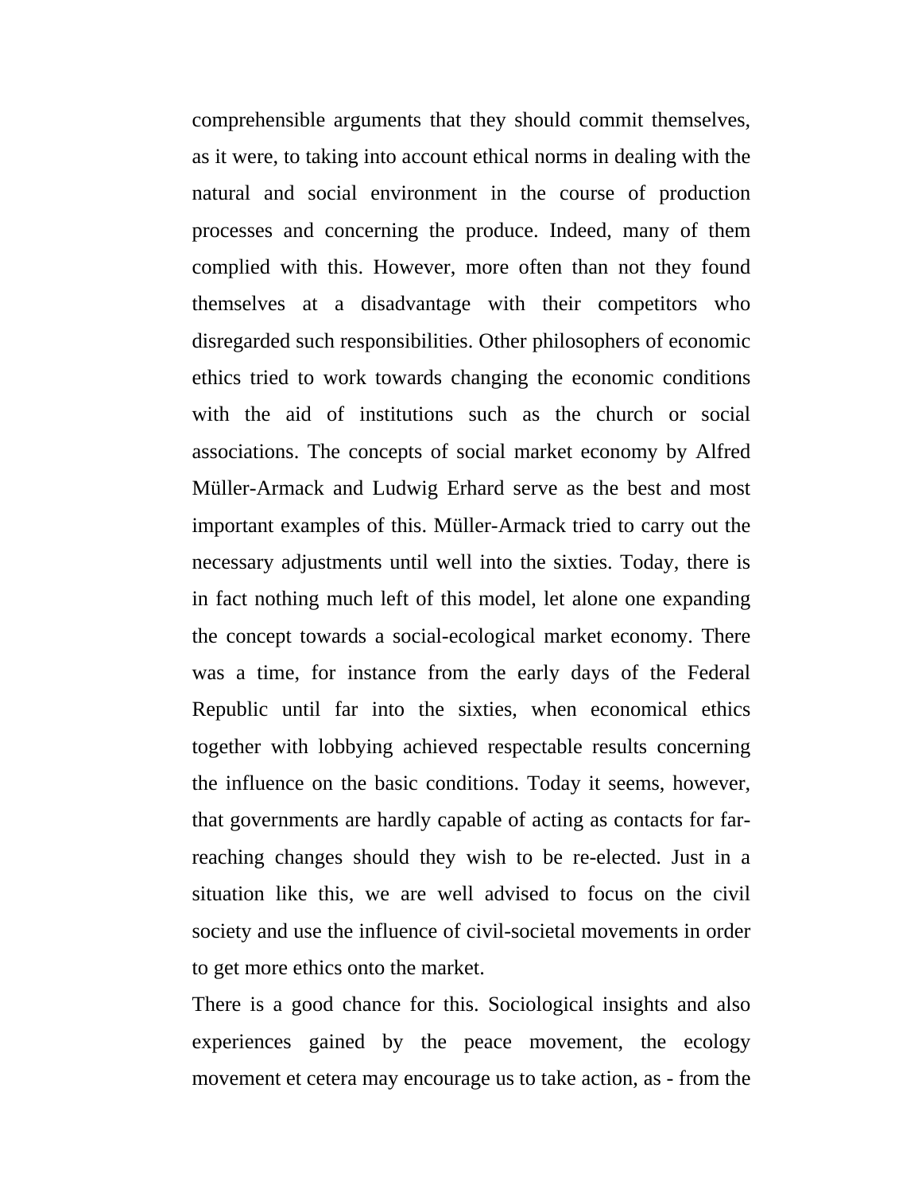comprehensible arguments that they should commit themselves, as it were, to taking into account ethical norms in dealing with the natural and social environment in the course of production processes and concerning the produce. Indeed, many of them complied with this. However, more often than not they found themselves at a disadvantage with their competitors who disregarded such responsibilities. Other philosophers of economic ethics tried to work towards changing the economic conditions with the aid of institutions such as the church or social associations. The concepts of social market economy by Alfred Müller-Armack and Ludwig Erhard serve as the best and most important examples of this. Müller-Armack tried to carry out the necessary adjustments until well into the sixties. Today, there is in fact nothing much left of this model, let alone one expanding the concept towards a social-ecological market economy. There was a time, for instance from the early days of the Federal Republic until far into the sixties, when economical ethics together with lobbying achieved respectable results concerning the influence on the basic conditions. Today it seems, however, that governments are hardly capable of acting as contacts for far-reaching changes should they wish to be re-elected. Just in a situation like this, we are well advised to focus on the civil society and use the influence of civil-societal movements in order to get more ethics onto the market.

There is a good chance for this. Sociological insights and also experiences gained by the peace movement, the ecology movement et cetera may encourage us to take action, as - from the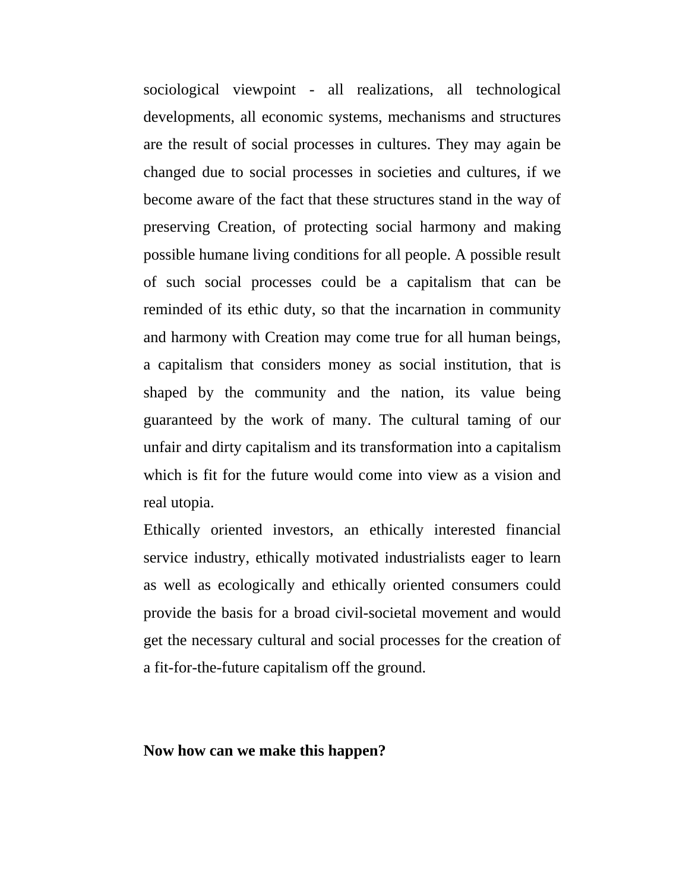sociological viewpoint - all realizations, all technological developments, all economic systems, mechanisms and structures are the result of social processes in cultures. They may again be changed due to social processes in societies and cultures, if we become aware of the fact that these structures stand in the way of preserving Creation, of protecting social harmony and making possible humane living conditions for all people. A possible result of such social processes could be a capitalism that can be reminded of its ethic duty, so that the incarnation in community and harmony with Creation may come true for all human beings, a capitalism that considers money as social institution, that is shaped by the community and the nation, its value being guaranteed by the work of many. The cultural taming of our unfair and dirty capitalism and its transformation into a capitalism which is fit for the future would come into view as a vision and real utopia.

Ethically oriented investors, an ethically interested financial service industry, ethically motivated industrialists eager to learn as well as ecologically and ethically oriented consumers could provide the basis for a broad civil-societal movement and would get the necessary cultural and social processes for the creation of a fit-for-the-future capitalism off the ground.

**Now how can we make this happen?**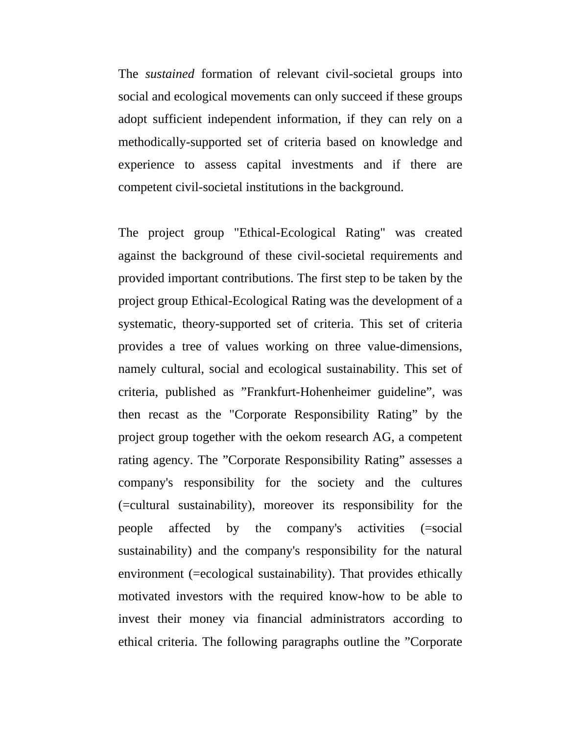The *sustained* formation of relevant civil-societal groups into social and ecological movements can only succeed if these groups adopt sufficient independent information, if they can rely on a methodically-supported set of criteria based on knowledge and experience to assess capital investments and if there are competent civil-societal institutions in the background.

The project group "Ethical-Ecological Rating" was created against the background of these civil-societal requirements and provided important contributions. The first step to be taken by the project group Ethical-Ecological Rating was the development of a systematic, theory-supported set of criteria. This set of criteria provides a tree of values working on three value-dimensions, namely cultural, social and ecological sustainability. This set of criteria, published as ”Frankfurt-Hohenheimer guideline”, was then recast as the "Corporate Responsibility Rating” by the project group together with the oekom research AG, a competent rating agency. The ”Corporate Responsibility Rating” assesses a company's responsibility for the society and the cultures (=cultural sustainability), moreover its responsibility for the people affected by the company's activities (=social sustainability) and the company's responsibility for the natural environment (=ecological sustainability). That provides ethically motivated investors with the required know-how to be able to invest their money via financial administrators according to ethical criteria. The following paragraphs outline the ”Corporate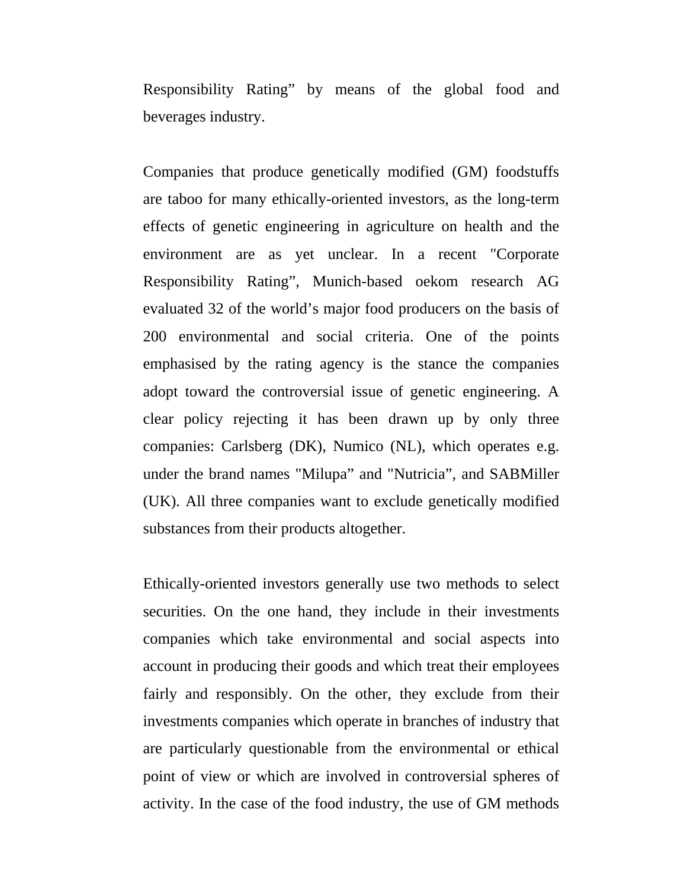Responsibility Rating” by means of the global food and beverages industry.

Companies that produce genetically modified (GM) foodstuffs are taboo for many ethically-oriented investors, as the long-term effects of genetic engineering in agriculture on health and the environment are as yet unclear. In a recent "Corporate Responsibility Rating”, Munich-based oekom research AG evaluated 32 of the world’s major food producers on the basis of 200 environmental and social criteria. One of the points emphasised by the rating agency is the stance the companies adopt toward the controversial issue of genetic engineering. A clear policy rejecting it has been drawn up by only three companies: Carlsberg (DK), Numico (NL), which operates e.g. under the brand names "Milupa” and "Nutricia”, and SABMiller (UK). All three companies want to exclude genetically modified substances from their products altogether.

Ethically-oriented investors generally use two methods to select securities. On the one hand, they include in their investments companies which take environmental and social aspects into account in producing their goods and which treat their employees fairly and responsibly. On the other, they exclude from their investments companies which operate in branches of industry that are particularly questionable from the environmental or ethical point of view or which are involved in controversial spheres of activity. In the case of the food industry, the use of GM methods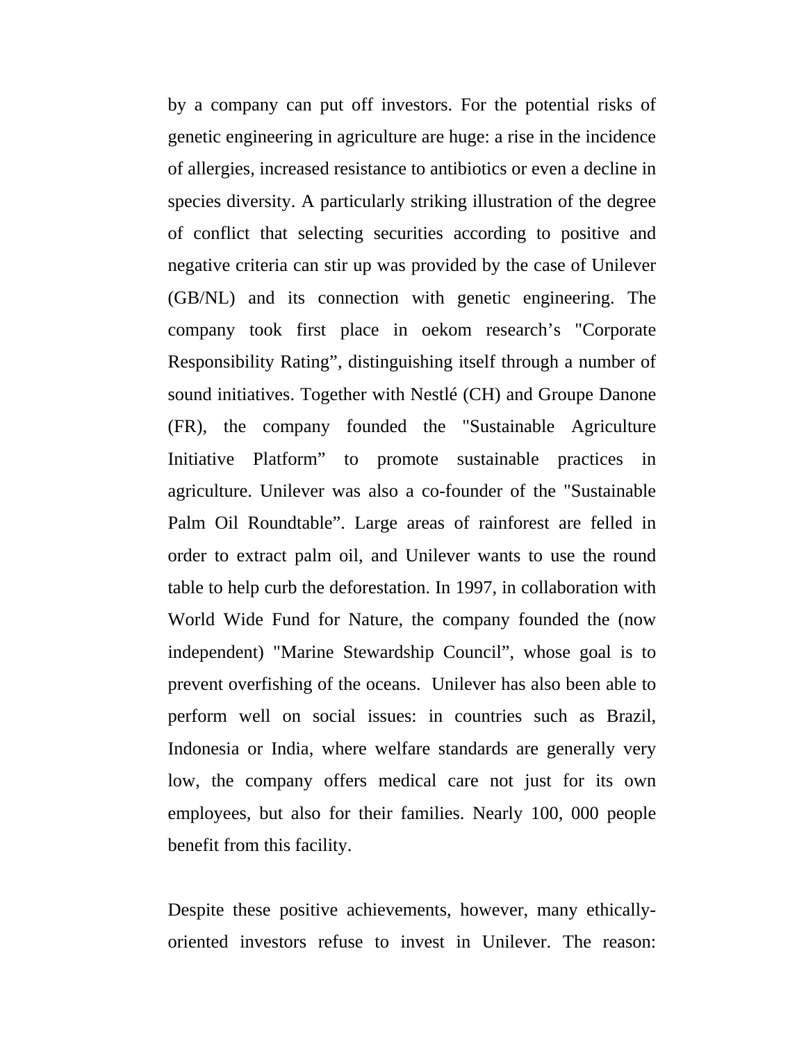by a company can put off investors. For the potential risks of genetic engineering in agriculture are huge: a rise in the incidence of allergies, increased resistance to antibiotics or even a decline in species diversity. A particularly striking illustration of the degree of conflict that selecting securities according to positive and negative criteria can stir up was provided by the case of Unilever (GB/NL) and its connection with genetic engineering. The company took first place in oekom research's "Corporate Responsibility Rating", distinguishing itself through a number of sound initiatives. Together with Nestlé (CH) and Groupe Danone (FR), the company founded the "Sustainable Agriculture Initiative Platform" to promote sustainable practices in agriculture. Unilever was also a co-founder of the "Sustainable Palm Oil Roundtable". Large areas of rainforest are felled in order to extract palm oil, and Unilever wants to use the round table to help curb the deforestation. In 1997, in collaboration with World Wide Fund for Nature, the company founded the (now independent) "Marine Stewardship Council", whose goal is to prevent overfishing of the oceans. Unilever has also been able to perform well on social issues: in countries such as Brazil, Indonesia or India, where welfare standards are generally very low, the company offers medical care not just for its own employees, but also for their families. Nearly 100, 000 people benefit from this facility.

Despite these positive achievements, however, many ethically-oriented investors refuse to invest in Unilever. The reason: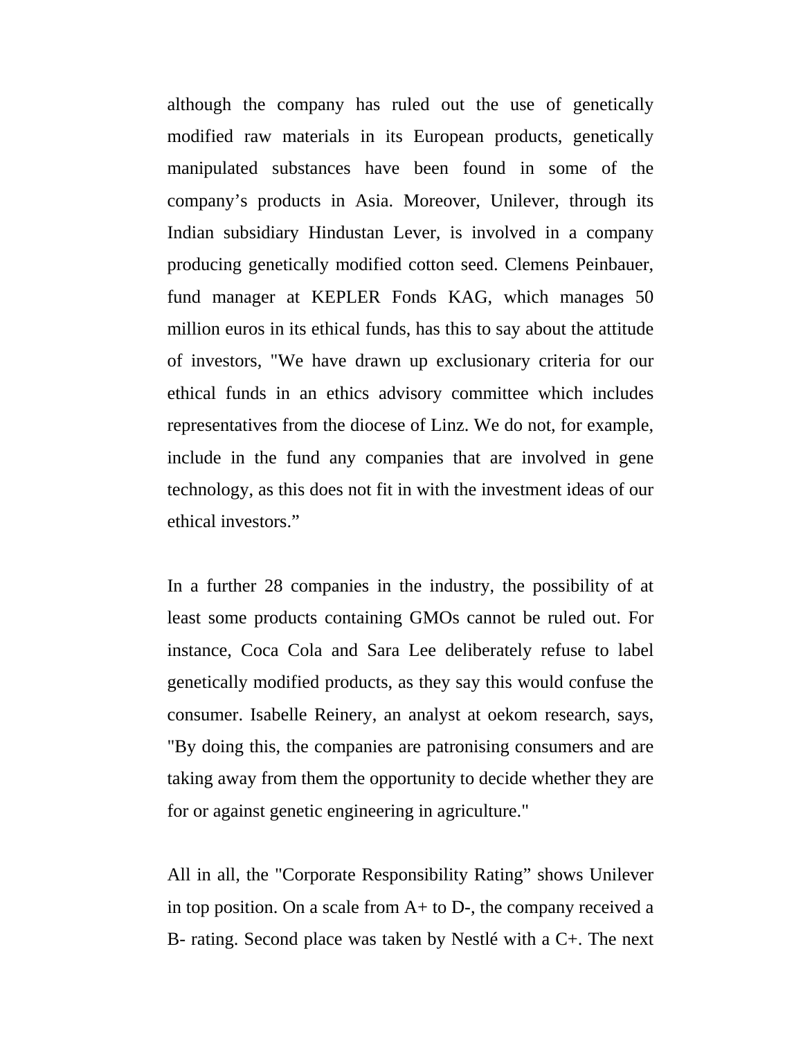although the company has ruled out the use of genetically modified raw materials in its European products, genetically manipulated substances have been found in some of the company's products in Asia. Moreover, Unilever, through its Indian subsidiary Hindustan Lever, is involved in a company producing genetically modified cotton seed. Clemens Peinbauer, fund manager at KEPLER Fonds KAG, which manages 50 million euros in its ethical funds, has this to say about the attitude of investors, "We have drawn up exclusionary criteria for our ethical funds in an ethics advisory committee which includes representatives from the diocese of Linz. We do not, for example, include in the fund any companies that are involved in gene technology, as this does not fit in with the investment ideas of our ethical investors."

In a further 28 companies in the industry, the possibility of at least some products containing GMOs cannot be ruled out. For instance, Coca Cola and Sara Lee deliberately refuse to label genetically modified products, as they say this would confuse the consumer. Isabelle Reinery, an analyst at oekom research, says, "By doing this, the companies are patronising consumers and are taking away from them the opportunity to decide whether they are for or against genetic engineering in agriculture."

All in all, the "Corporate Responsibility Rating" shows Unilever in top position. On a scale from A+ to D-, the company received a B- rating. Second place was taken by Nestlé with a C+. The next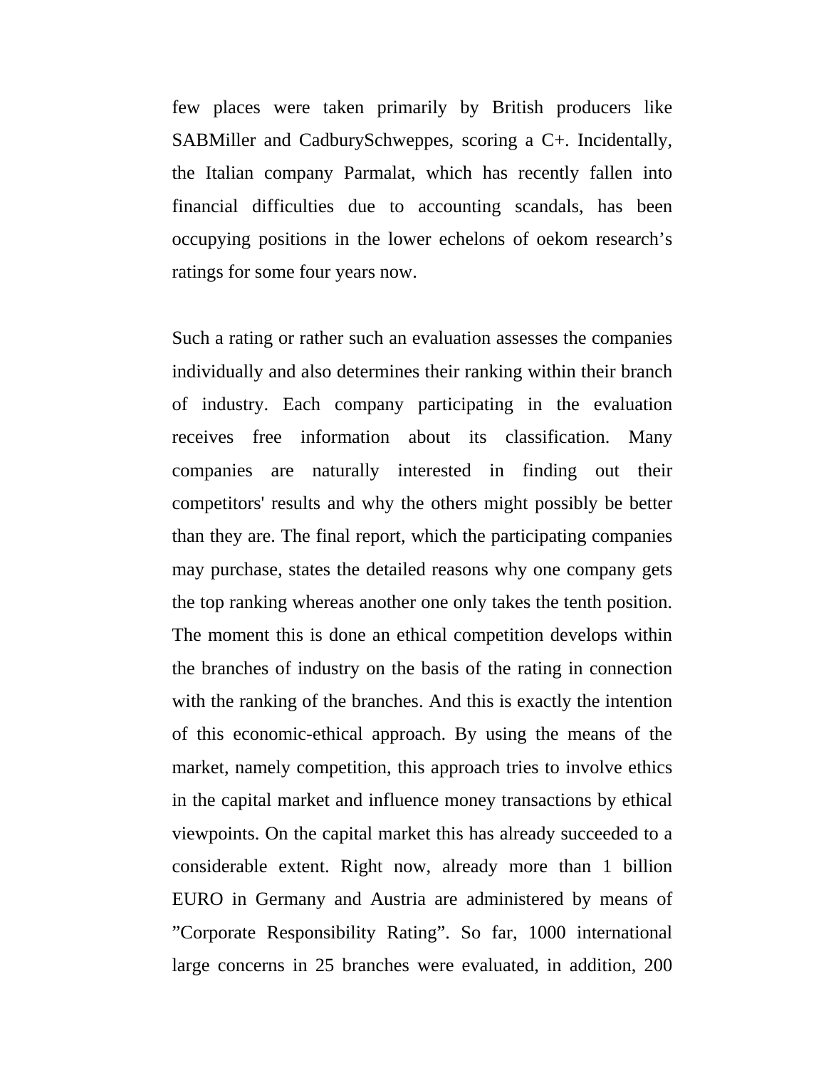few places were taken primarily by British producers like SABMiller and CadburySchweppes, scoring a C+. Incidentally, the Italian company Parmalat, which has recently fallen into financial difficulties due to accounting scandals, has been occupying positions in the lower echelons of oekom research's ratings for some four years now.

Such a rating or rather such an evaluation assesses the companies individually and also determines their ranking within their branch of industry. Each company participating in the evaluation receives free information about its classification. Many companies are naturally interested in finding out their competitors' results and why the others might possibly be better than they are. The final report, which the participating companies may purchase, states the detailed reasons why one company gets the top ranking whereas another one only takes the tenth position. The moment this is done an ethical competition develops within the branches of industry on the basis of the rating in connection with the ranking of the branches. And this is exactly the intention of this economic-ethical approach. By using the means of the market, namely competition, this approach tries to involve ethics in the capital market and influence money transactions by ethical viewpoints. On the capital market this has already succeeded to a considerable extent. Right now, already more than 1 billion EURO in Germany and Austria are administered by means of "Corporate Responsibility Rating". So far, 1000 international large concerns in 25 branches were evaluated, in addition, 200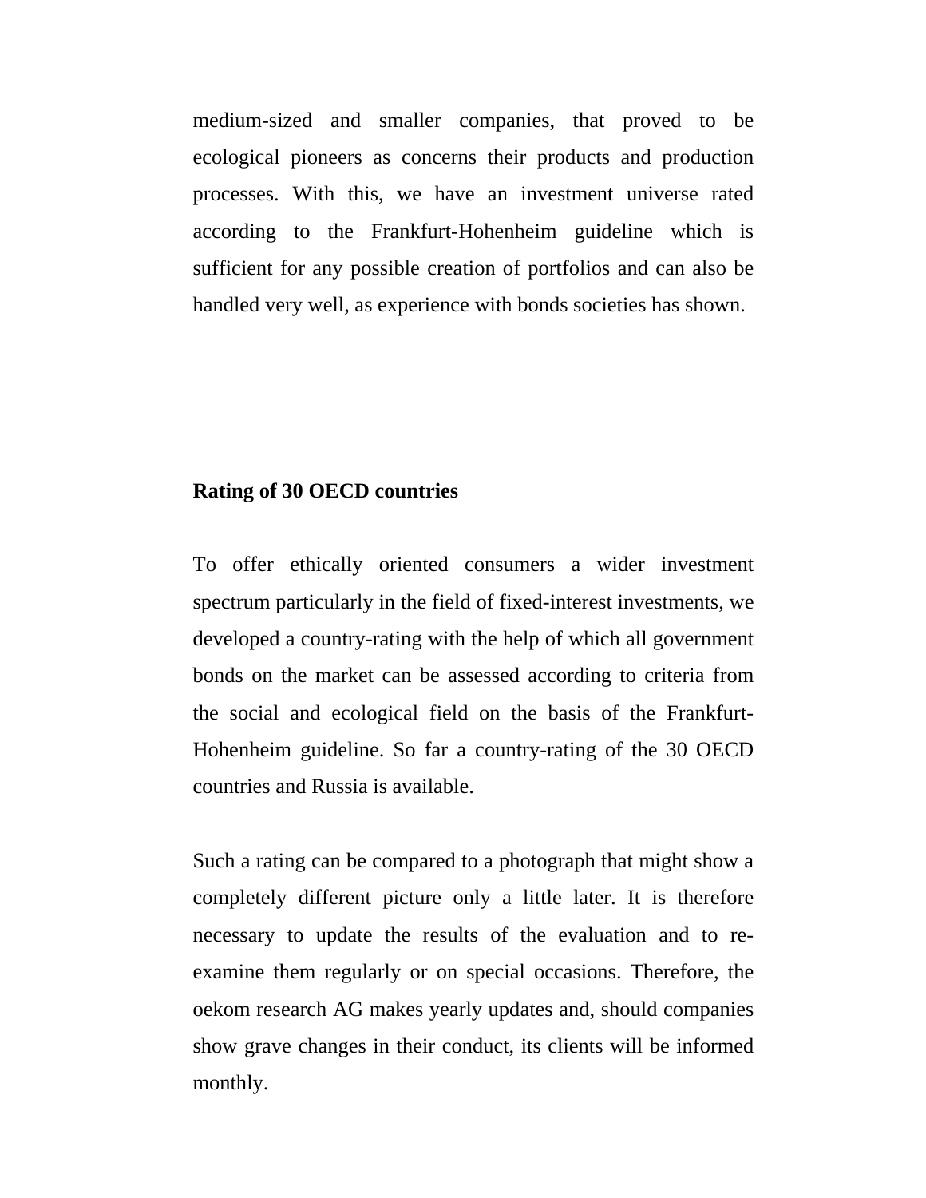medium-sized and smaller companies, that proved to be ecological pioneers as concerns their products and production processes. With this, we have an investment universe rated according to the Frankfurt-Hohenheim guideline which is sufficient for any possible creation of portfolios and can also be handled very well, as experience with bonds societies has shown.

**Rating of 30 OECD countries**

To offer ethically oriented consumers a wider investment spectrum particularly in the field of fixed-interest investments, we developed a country-rating with the help of which all government bonds on the market can be assessed according to criteria from the social and ecological field on the basis of the Frankfurt-Hohenheim guideline. So far a country-rating of the 30 OECD countries and Russia is available.

Such a rating can be compared to a photograph that might show a completely different picture only a little later. It is therefore necessary to update the results of the evaluation and to re-examine them regularly or on special occasions. Therefore, the oekom research AG makes yearly updates and, should companies show grave changes in their conduct, its clients will be informed monthly.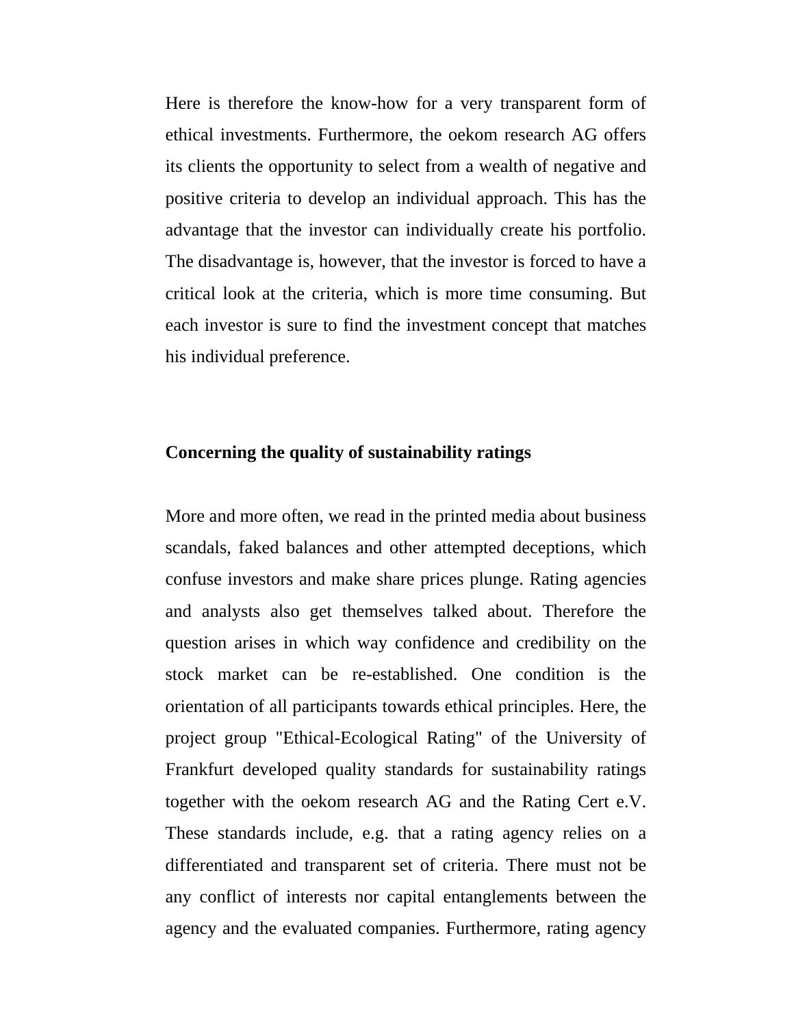Here is therefore the know-how for a very transparent form of ethical investments. Furthermore, the oekom research AG offers its clients the opportunity to select from a wealth of negative and positive criteria to develop an individual approach. This has the advantage that the investor can individually create his portfolio. The disadvantage is, however, that the investor is forced to have a critical look at the criteria, which is more time consuming. But each investor is sure to find the investment concept that matches his individual preference.

**Concerning the quality of sustainability ratings**

More and more often, we read in the printed media about business scandals, faked balances and other attempted deceptions, which confuse investors and make share prices plunge. Rating agencies and analysts also get themselves talked about. Therefore the question arises in which way confidence and credibility on the stock market can be re-established. One condition is the orientation of all participants towards ethical principles. Here, the project group "Ethical-Ecological Rating" of the University of Frankfurt developed quality standards for sustainability ratings together with the oekom research AG and the Rating Cert e.V. These standards include, e.g. that a rating agency relies on a differentiated and transparent set of criteria. There must not be any conflict of interests nor capital entanglements between the agency and the evaluated companies. Furthermore, rating agency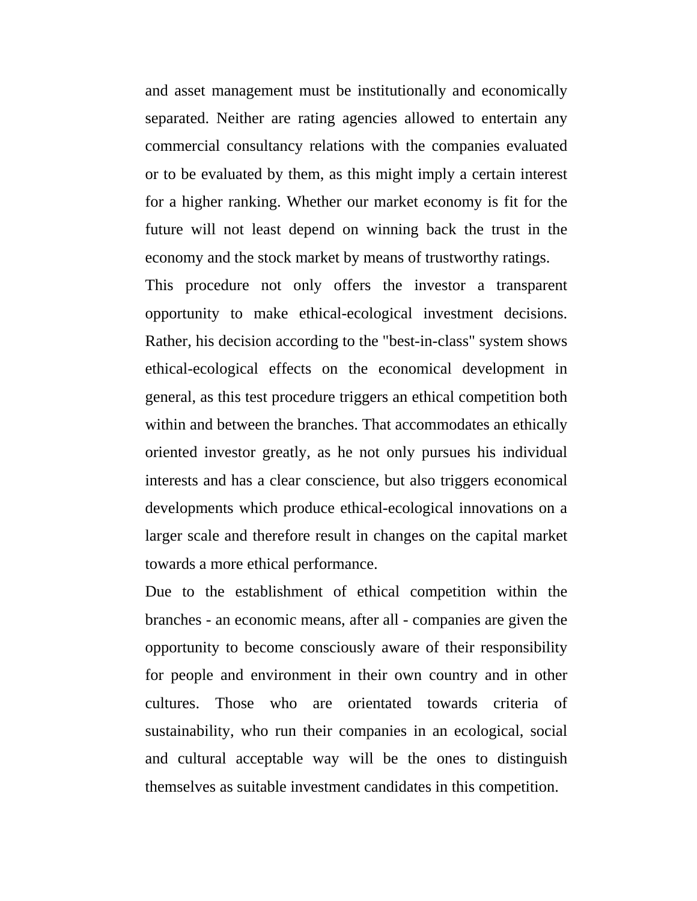and asset management must be institutionally and economically separated. Neither are rating agencies allowed to entertain any commercial consultancy relations with the companies evaluated or to be evaluated by them, as this might imply a certain interest for a higher ranking. Whether our market economy is fit for the future will not least depend on winning back the trust in the economy and the stock market by means of trustworthy ratings.

This procedure not only offers the investor a transparent opportunity to make ethical-ecological investment decisions. Rather, his decision according to the "best-in-class" system shows ethical-ecological effects on the economical development in general, as this test procedure triggers an ethical competition both within and between the branches. That accommodates an ethically oriented investor greatly, as he not only pursues his individual interests and has a clear conscience, but also triggers economical developments which produce ethical-ecological innovations on a larger scale and therefore result in changes on the capital market towards a more ethical performance.

Due to the establishment of ethical competition within the branches - an economic means, after all - companies are given the opportunity to become consciously aware of their responsibility for people and environment in their own country and in other cultures. Those who are orientated towards criteria of sustainability, who run their companies in an ecological, social and cultural acceptable way will be the ones to distinguish themselves as suitable investment candidates in this competition.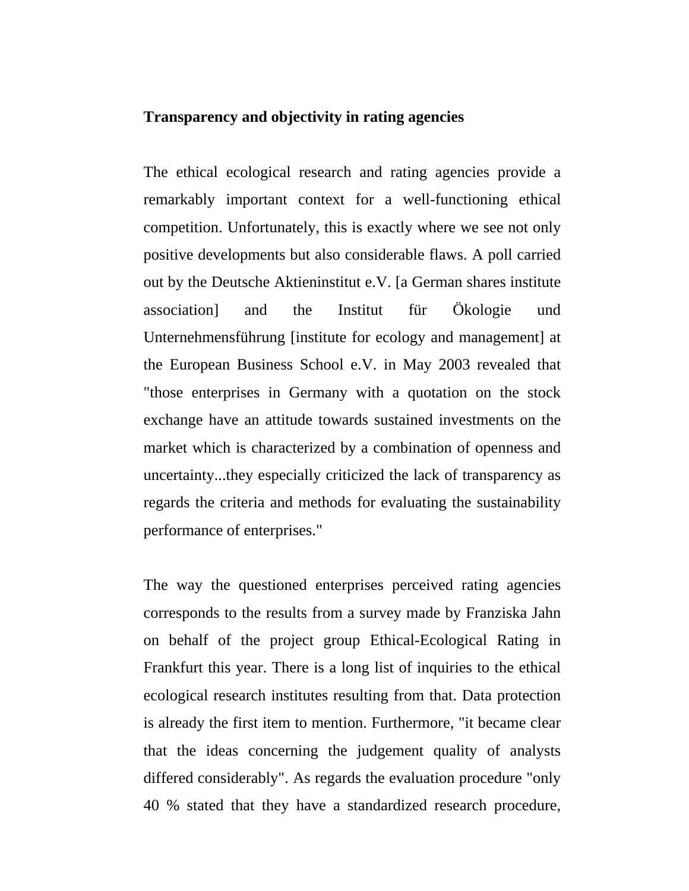**Transparency and objectivity in rating agencies**

The ethical ecological research and rating agencies provide a remarkably important context for a well-functioning ethical competition. Unfortunately, this is exactly where we see not only positive developments but also considerable flaws. A poll carried out by the Deutsche Aktieninstitut e.V. [a German shares institute association] and the Institut für Ökologie und Unternehmensführung [institute for ecology and management] at the European Business School e.V. in May 2003 revealed that "those enterprises in Germany with a quotation on the stock exchange have an attitude towards sustained investments on the market which is characterized by a combination of openness and uncertainty...they especially criticized the lack of transparency as regards the criteria and methods for evaluating the sustainability performance of enterprises."

The way the questioned enterprises perceived rating agencies corresponds to the results from a survey made by Franziska Jahn on behalf of the project group Ethical-Ecological Rating in Frankfurt this year. There is a long list of inquiries to the ethical ecological research institutes resulting from that. Data protection is already the first item to mention. Furthermore, "it became clear that the ideas concerning the judgement quality of analysts differed considerably". As regards the evaluation procedure "only 40 % stated that they have a standardized research procedure,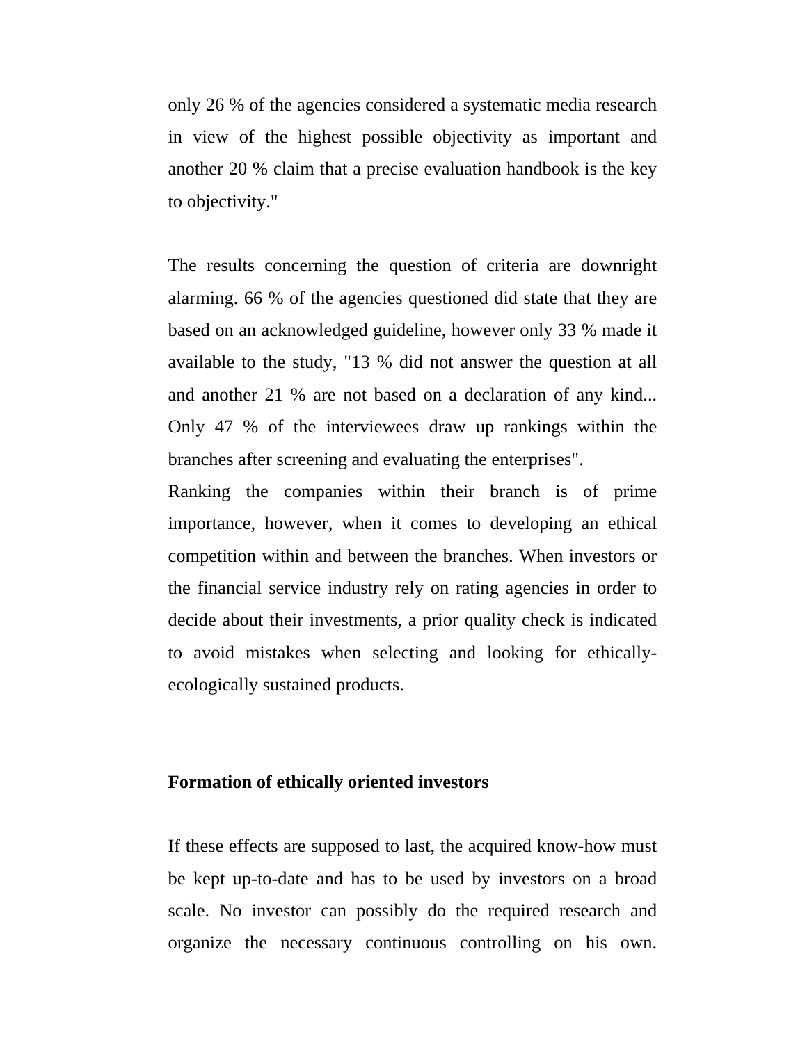only 26 % of the agencies considered a systematic media research in view of the highest possible objectivity as important and another 20 % claim that a precise evaluation handbook is the key to objectivity."

The results concerning the question of criteria are downright alarming. 66 % of the agencies questioned did state that they are based on an acknowledged guideline, however only 33 % made it available to the study, "13 % did not answer the question at all and another 21 % are not based on a declaration of any kind... Only 47 % of the interviewees draw up rankings within the branches after screening and evaluating the enterprises".
Ranking the companies within their branch is of prime importance, however, when it comes to developing an ethical competition within and between the branches. When investors or the financial service industry rely on rating agencies in order to decide about their investments, a prior quality check is indicated to avoid mistakes when selecting and looking for ethically-ecologically sustained products.

**Formation of ethically oriented investors**

If these effects are supposed to last, the acquired know-how must be kept up-to-date and has to be used by investors on a broad scale. No investor can possibly do the required research and organize the necessary continuous controlling on his own.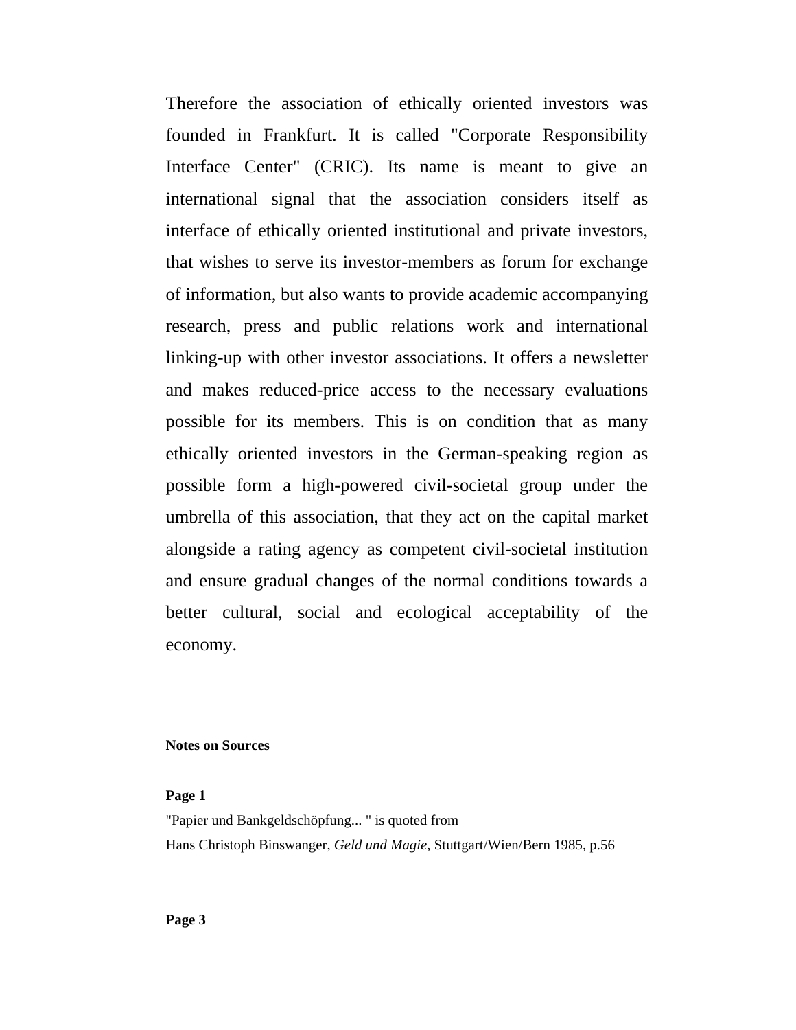Therefore the association of ethically oriented investors was founded in Frankfurt. It is called "Corporate Responsibility Interface Center" (CRIC). Its name is meant to give an international signal that the association considers itself as interface of ethically oriented institutional and private investors, that wishes to serve its investor-members as forum for exchange of information, but also wants to provide academic accompanying research, press and public relations work and international linking-up with other investor associations. It offers a newsletter and makes reduced-price access to the necessary evaluations possible for its members. This is on condition that as many ethically oriented investors in the German-speaking region as possible form a high-powered civil-societal group under the umbrella of this association, that they act on the capital market alongside a rating agency as competent civil-societal institution and ensure gradual changes of the normal conditions towards a better cultural, social and ecological acceptability of the economy.

**Notes on Sources**

**Page 1**

"Papier und Bankgeldschöpfung... " is quoted from
Hans Christoph Binswanger, *Geld und Magie*, Stuttgart/Wien/Bern 1985, p.56

**Page 3**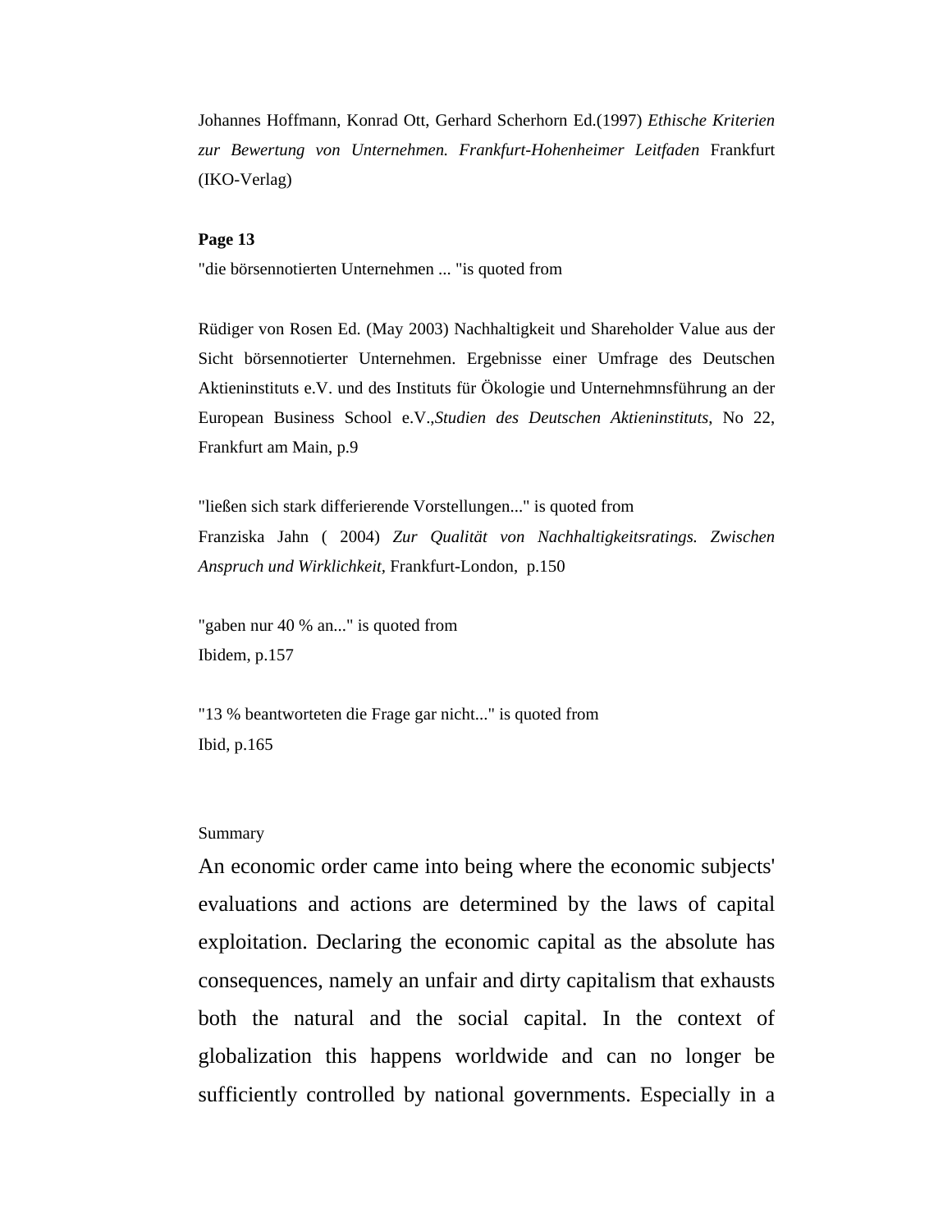Johannes Hoffmann, Konrad Ott, Gerhard Scherhorn Ed.(1997) *Ethische Kriterien zur Bewertung von Unternehmen. Frankfurt-Hohenheimer Leitfaden* Frankfurt (IKO-Verlag)

**Page 13**

"die börsennotierten Unternehmen ... "is quoted from

Rüdiger von Rosen Ed. (May 2003) Nachhaltigkeit und Shareholder Value aus der Sicht börsennotierter Unternehmen. Ergebnisse einer Umfrage des Deutschen Aktieninstituts e.V. und des Instituts für Ökologie und Unternehmnsführung an der European Business School e.V.,*Studien des Deutschen Aktieninstituts*, No 22, Frankfurt am Main, p.9

"ließen sich stark differierende Vorstellungen..." is quoted from
Franziska Jahn ( 2004) *Zur Qualität von Nachhaltigkeitsratings. Zwischen Anspruch und Wirklichkeit*, Frankfurt-London, p.150

"gaben nur 40 % an..." is quoted from
Ibidem, p.157

"13 % beantworteten die Frage gar nicht..." is quoted from
Ibid, p.165

Summary

An economic order came into being where the economic subjects' evaluations and actions are determined by the laws of capital exploitation. Declaring the economic capital as the absolute has consequences, namely an unfair and dirty capitalism that exhausts both the natural and the social capital. In the context of globalization this happens worldwide and can no longer be sufficiently controlled by national governments. Especially in a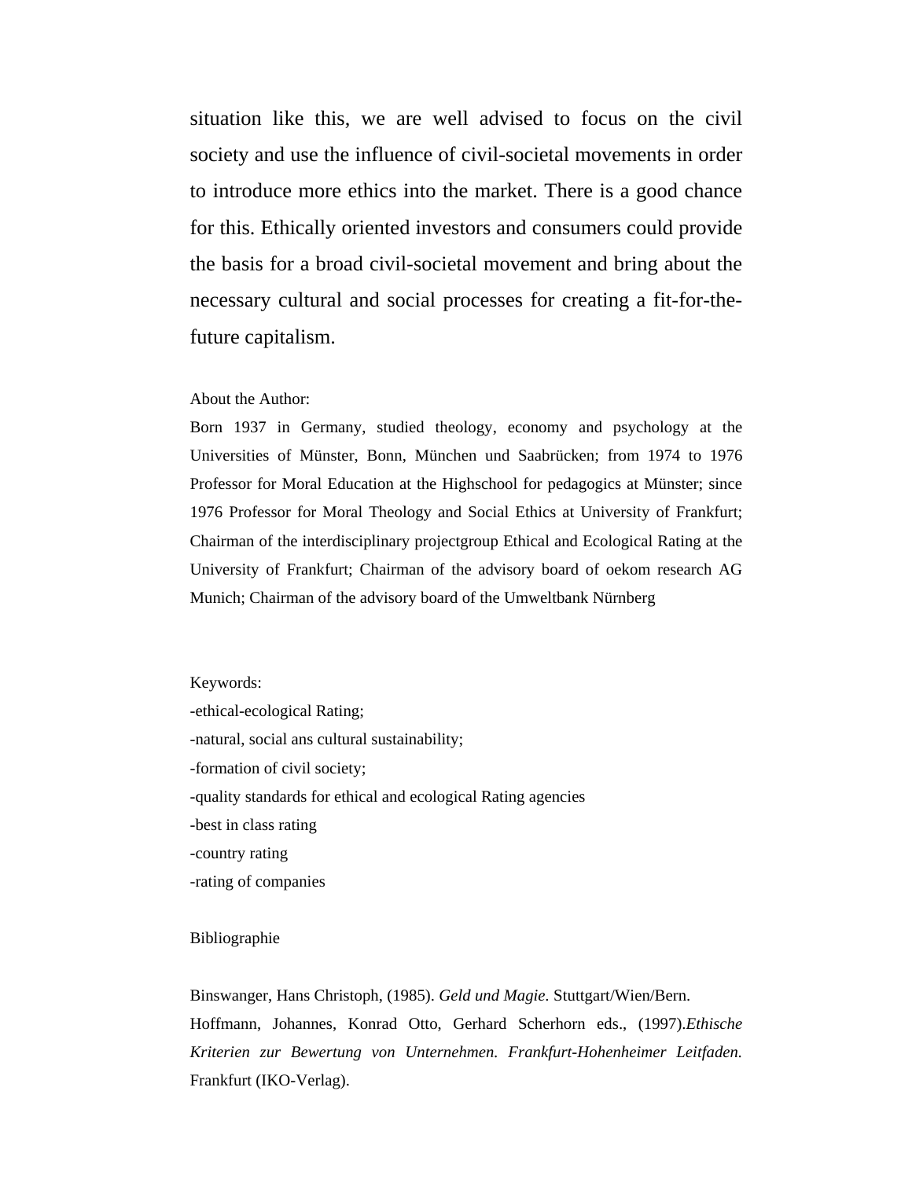situation like this, we are well advised to focus on the civil society and use the influence of civil-societal movements in order to introduce more ethics into the market. There is a good chance for this. Ethically oriented investors and consumers could provide the basis for a broad civil-societal movement and bring about the necessary cultural and social processes for creating a fit-for-the-future capitalism.

About the Author:

Born 1937 in Germany, studied theology, economy and psychology at the Universities of Münster, Bonn, München und Saabrücken; from 1974 to 1976 Professor for Moral Education at the Highschool for pedagogics at Münster; since 1976 Professor for Moral Theology and Social Ethics at University of Frankfurt; Chairman of the interdisciplinary projectgroup Ethical and Ecological Rating at the University of Frankfurt; Chairman of the advisory board of oekom research AG Munich; Chairman of the advisory board of the Umweltbank Nürnberg

Keywords:

-ethical-ecological Rating;
-natural, social ans cultural sustainability;
-formation of civil society;
-quality standards for ethical and ecological Rating agencies
-best in class rating
-country rating
-rating of companies

Bibliographie

Binswanger, Hans Christoph, (1985). *Geld und Magie*. Stuttgart/Wien/Bern.

Hoffmann, Johannes, Konrad Otto, Gerhard Scherhorn eds., (1997).*Ethische Kriterien zur Bewertung von Unternehmen. Frankfurt-Hohenheimer Leitfaden.* Frankfurt (IKO-Verlag).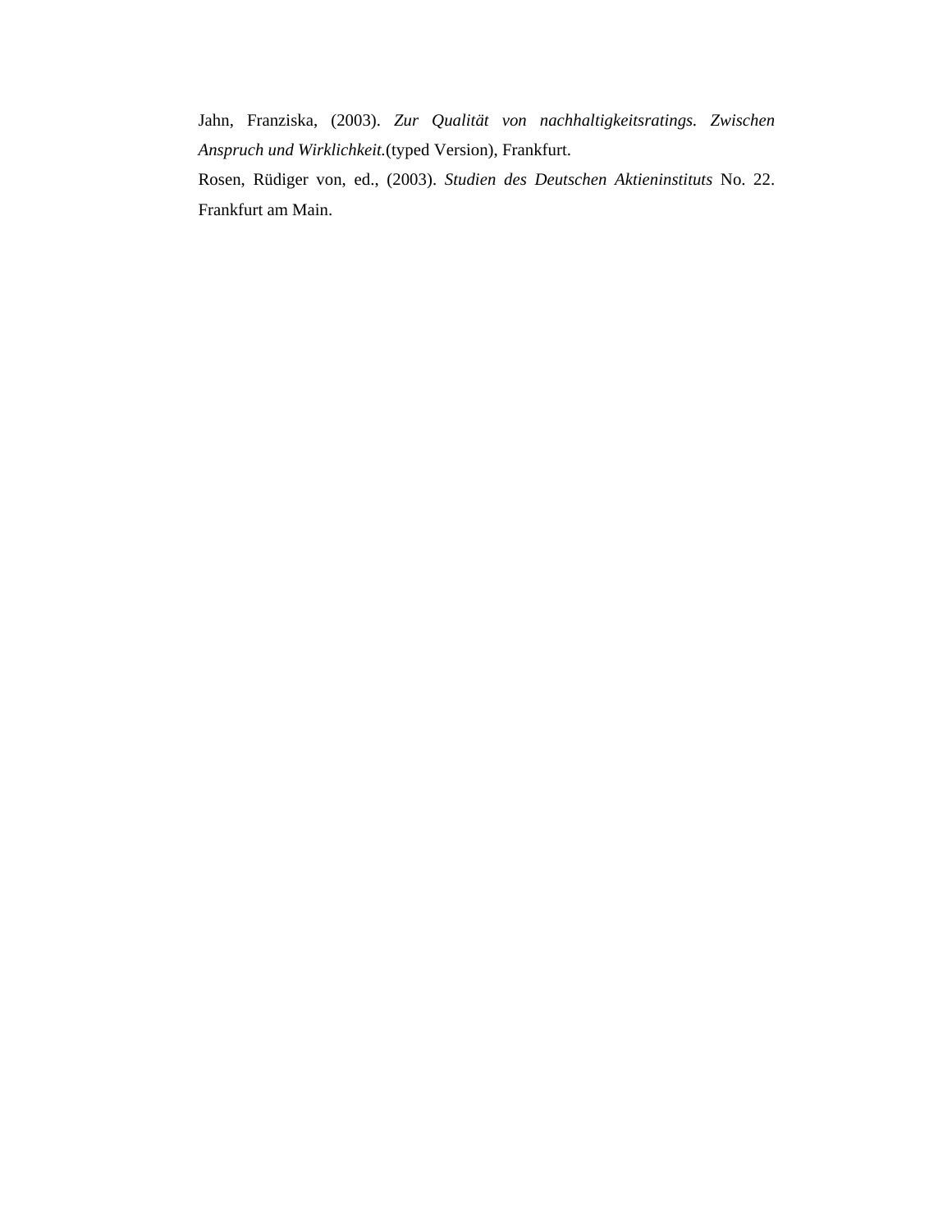Jahn, Franziska, (2003). *Zur Qualität von nachhaltigkeitsratings. Zwischen Anspruch und Wirklichkeit.*(typed Version), Frankfurt.

Rosen, Rüdiger von, ed., (2003). *Studien des Deutschen Aktieninstituts* No. 22. Frankfurt am Main.